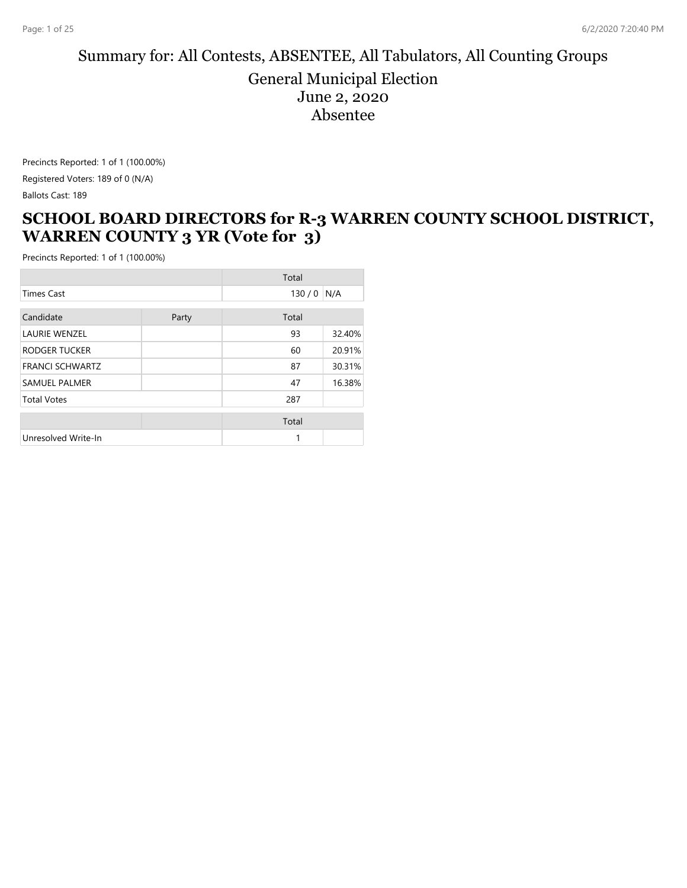# Summary for: All Contests, ABSENTEE, All Tabulators, All Counting Groups

## General Municipal Election
## June 2, 2020
## Absentee

Precincts Reported: 1 of 1 (100.00%)

Registered Voters: 189 of 0 (N/A)

Ballots Cast: 189

## SCHOOL BOARD DIRECTORS for R-3 WARREN COUNTY SCHOOL DISTRICT, WARREN COUNTY 3 YR (Vote for 3)

Precincts Reported: 1 of 1 (100.00%)

| | | Total | |
|---|---|---|---|
| Times Cast | | 130 / 0 | N/A |

| Candidate | Party | Total | |
|---|---|---|---|
| LAURIE WENZEL | | 93 | 32.40% |
| RODGER TUCKER | | 60 | 20.91% |
| FRANCI SCHWARTZ | | 87 | 30.31% |
| SAMUEL PALMER | | 47 | 16.38% |
| Total Votes | | 287 | |

| | | Total | |
|---|---|---|---|
| Unresolved Write-In | | 1 | |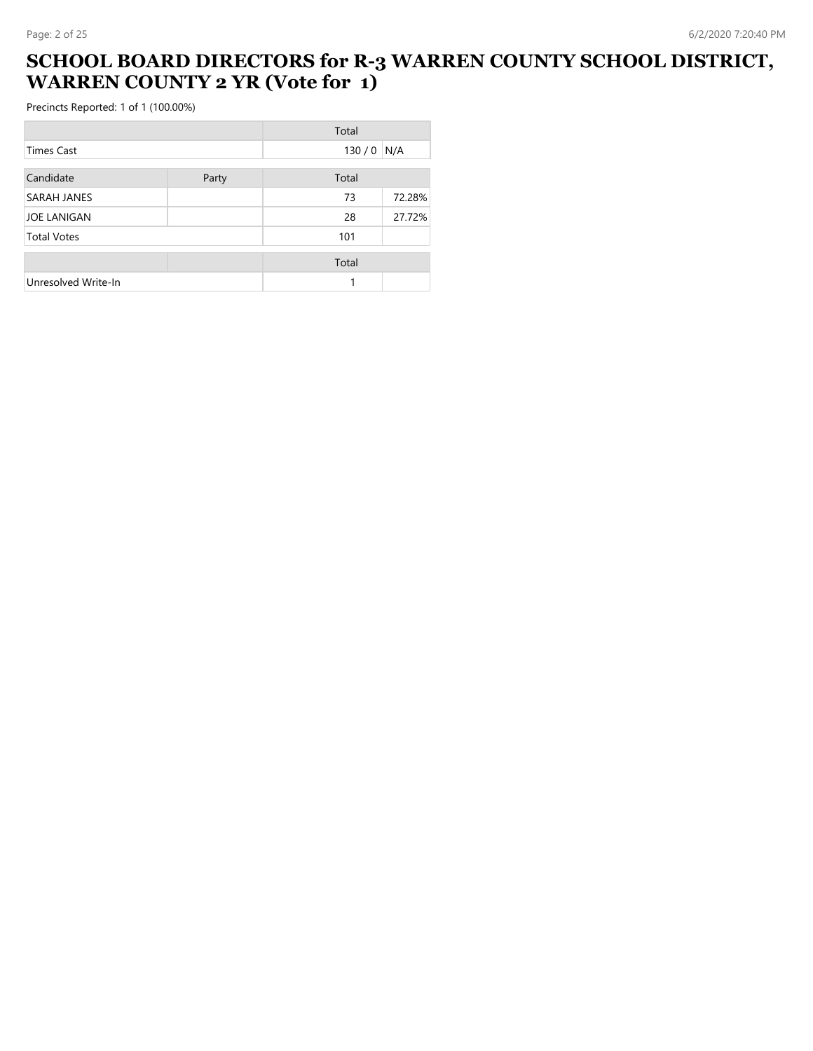# SCHOOL BOARD DIRECTORS for R-3 WARREN COUNTY SCHOOL DISTRICT, WARREN COUNTY 2 YR (Vote for 1)

Precincts Reported: 1 of 1 (100.00%)

| | | Total | |
|---|---|---|---|
| Times Cast | | 130 / 0 | N/A |

| Candidate | Party | Total | |
|---|---|---|---|
| SARAH JANES | | 73 | 72.28% |
| JOE LANIGAN | | 28 | 27.72% |
| Total Votes | | 101 | |

| | | Total | |
|---|---|---|---|
| Unresolved Write-In | | 1 | |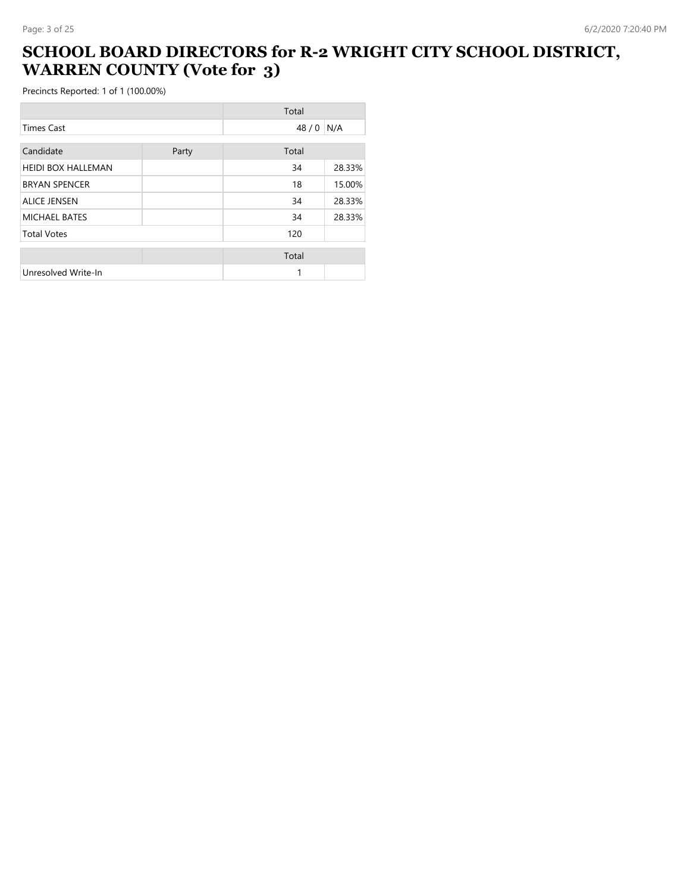# SCHOOL BOARD DIRECTORS for R-2 WRIGHT CITY SCHOOL DISTRICT, WARREN COUNTY (Vote for 3)

Precincts Reported: 1 of 1 (100.00%)

| | | Total | |
|---|---|---|---|
| Times Cast | | 48 / 0 | N/A |

| Candidate | Party | Total | |
|---|---|---|---|
| HEIDI BOX HALLEMAN | | 34 | 28.33% |
| BRYAN SPENCER | | 18 | 15.00% |
| ALICE JENSEN | | 34 | 28.33% |
| MICHAEL BATES | | 34 | 28.33% |
| Total Votes | | 120 | |

| | | Total | |
|---|---|---|---|
| Unresolved Write-In | | 1 | |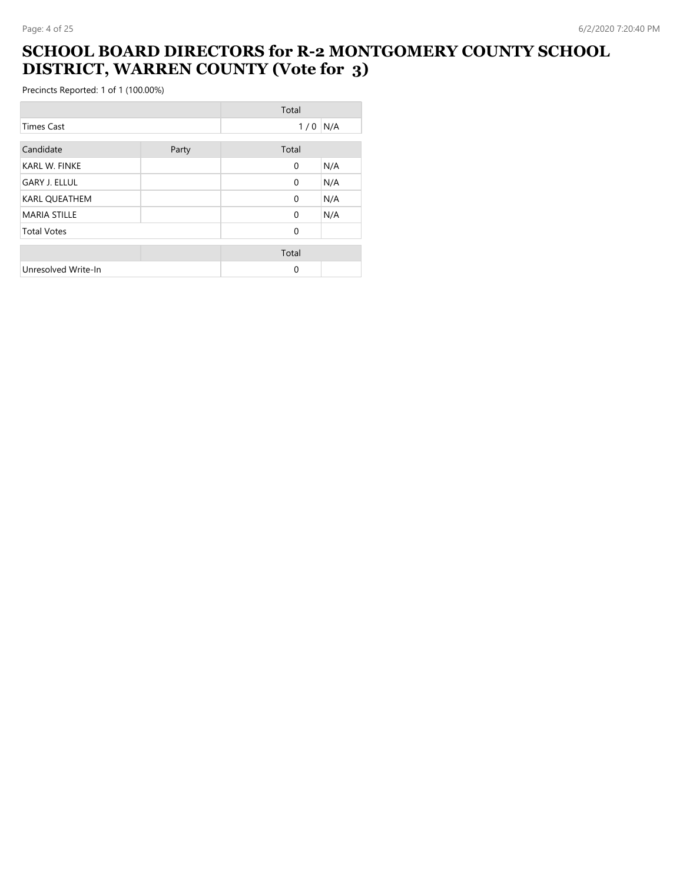# SCHOOL BOARD DIRECTORS for R-2 MONTGOMERY COUNTY SCHOOL DISTRICT, WARREN COUNTY (Vote for 3)

Precincts Reported: 1 of 1 (100.00%)

| | Total | |
|---|---|---|
| Times Cast | 1 / 0 | N/A |

| Candidate | Party | Total | |
|---|---|---|---|
| KARL W. FINKE | | 0 | N/A |
| GARY J. ELLUL | | 0 | N/A |
| KARL QUEATHEM | | 0 | N/A |
| MARIA STILLE | | 0 | N/A |
| Total Votes | | 0 | |

| | | Total | |
|---|---|---|---|
| Unresolved Write-In | | 0 | |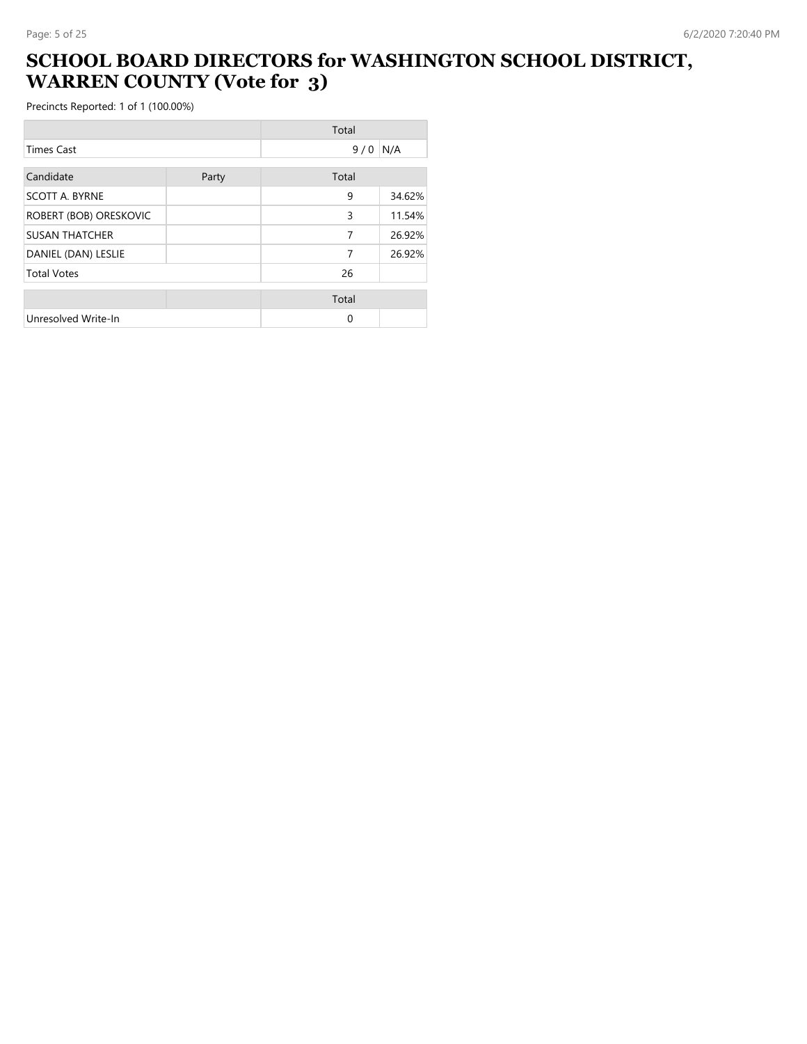# SCHOOL BOARD DIRECTORS for WASHINGTON SCHOOL DISTRICT, WARREN COUNTY (Vote for 3)

Precincts Reported: 1 of 1 (100.00%)

| | | Total | |
|---|---|---|---|
| Times Cast | | 9 / 0 | N/A |

| Candidate | Party | Total | |
|---|---|---|---|
| SCOTT A. BYRNE | | 9 | 34.62% |
| ROBERT (BOB) ORESKOVIC | | 3 | 11.54% |
| SUSAN THATCHER | | 7 | 26.92% |
| DANIEL (DAN) LESLIE | | 7 | 26.92% |
| Total Votes | | 26 | |

| | | Total | |
|---|---|---|---|
| Unresolved Write-In | | 0 | |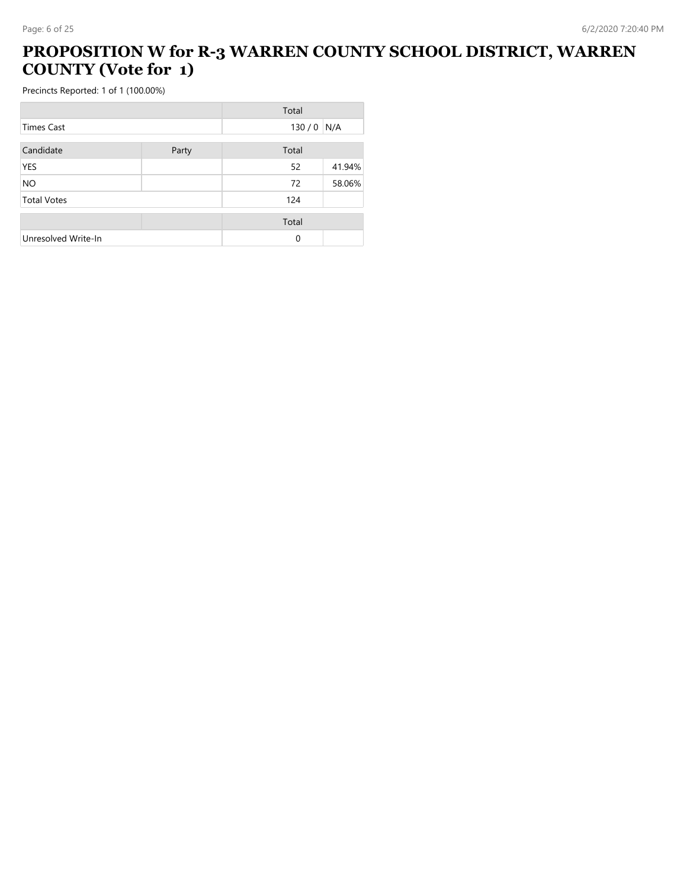# PROPOSITION W for R-3 WARREN COUNTY SCHOOL DISTRICT, WARREN COUNTY (Vote for 1)

Precincts Reported: 1 of 1 (100.00%)

| | | Total | |
|---|---|---|---|
| Times Cast | | 130 / 0 | N/A |

| Candidate | Party | Total | |
|---|---|---|---|
| YES | | 52 | 41.94% |
| NO | | 72 | 58.06% |
| Total Votes | | 124 | |

| | | Total | |
|---|---|---|---|
| Unresolved Write-In | | 0 | |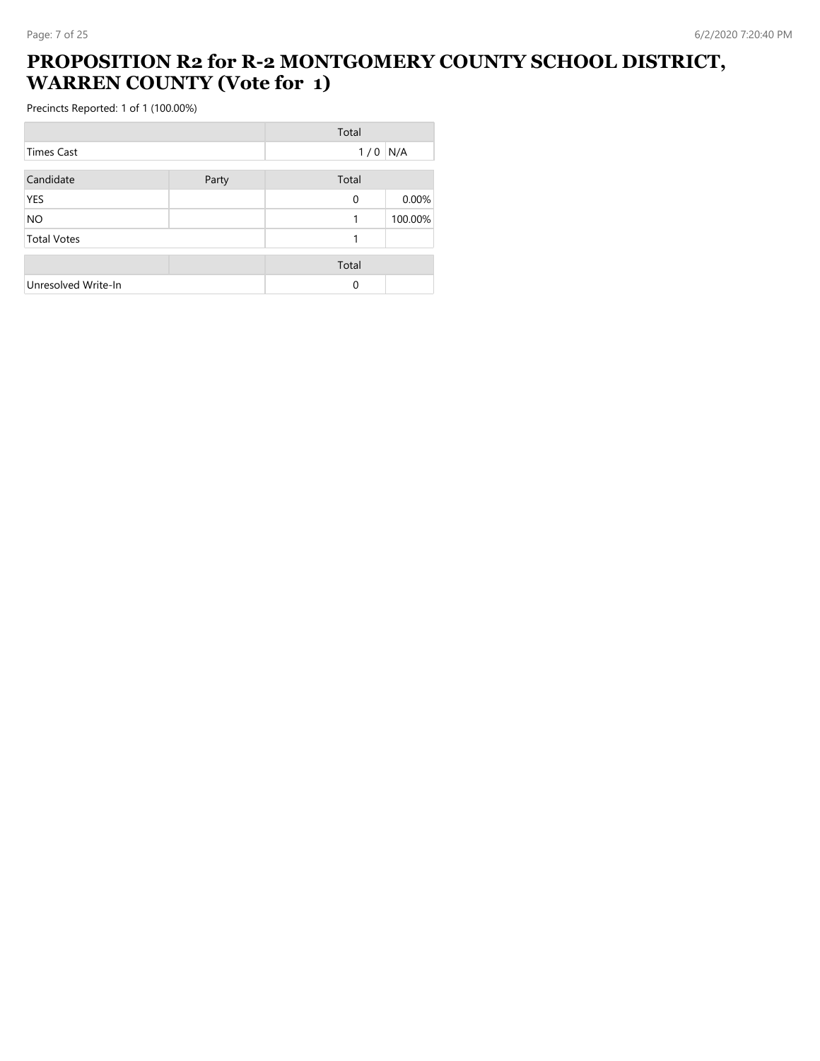# PROPOSITION R2 for R-2 MONTGOMERY COUNTY SCHOOL DISTRICT, WARREN COUNTY (Vote for 1)

Precincts Reported: 1 of 1 (100.00%)

| | | Total | |
|---|---|---|---|
| Times Cast | | 1 / 0 | N/A |

| Candidate | Party | Total | |
|---|---|---|---|
| YES | | 0 | 0.00% |
| NO | | 1 | 100.00% |
| Total Votes | | 1 | |

| | | Total | |
|---|---|---|---|
| Unresolved Write-In | | 0 | |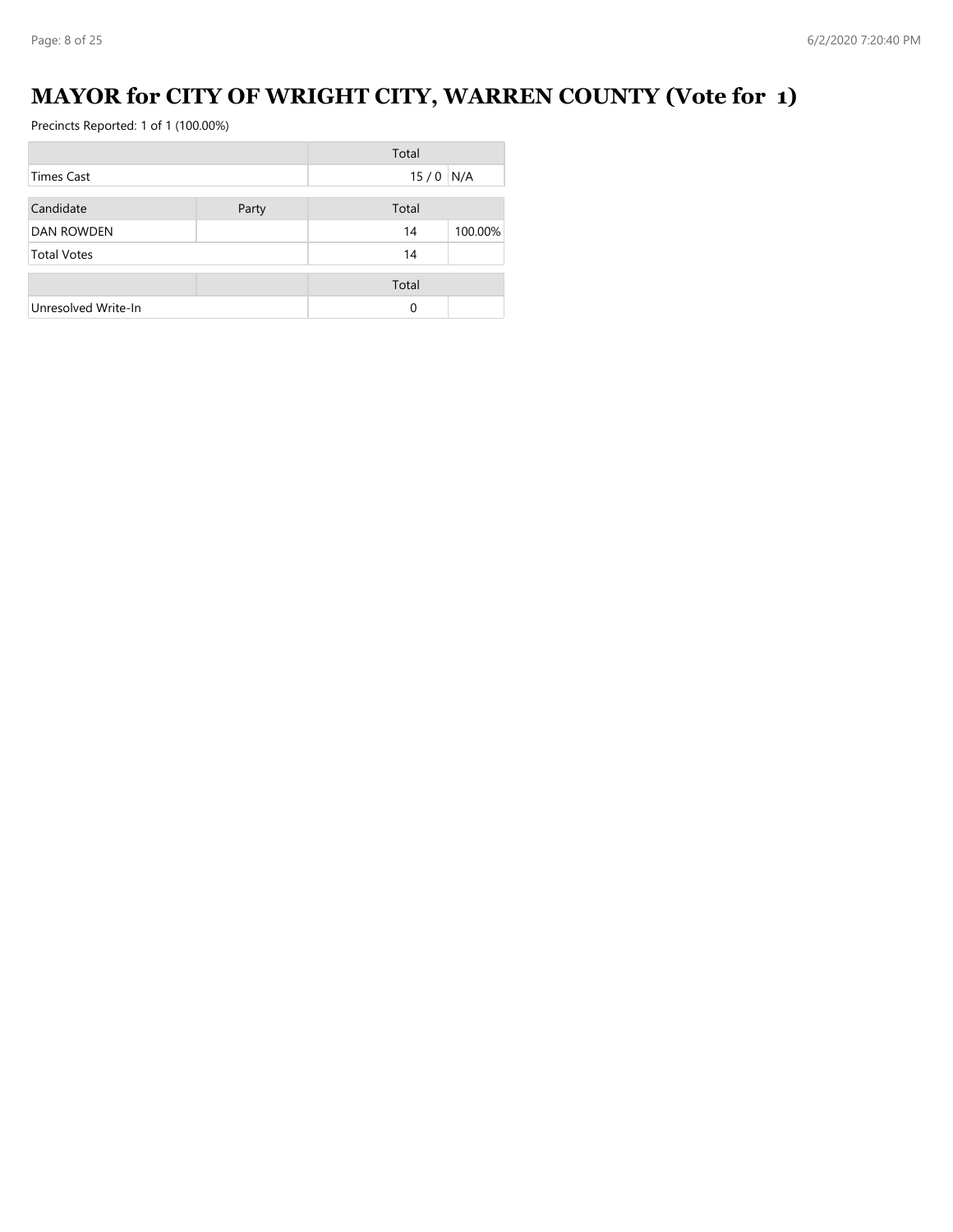# MAYOR for CITY OF WRIGHT CITY, WARREN COUNTY (Vote for 1)

Precincts Reported: 1 of 1 (100.00%)

| | Total | |
|---|---|---|
| Times Cast | 15 / 0 | N/A |

| Candidate | Party | Total | |
|---|---|---|---|
| DAN ROWDEN | | 14 | 100.00% |
| Total Votes | | 14 | |

| | | Total | |
|---|---|---|---|
| Unresolved Write-In | | 0 | |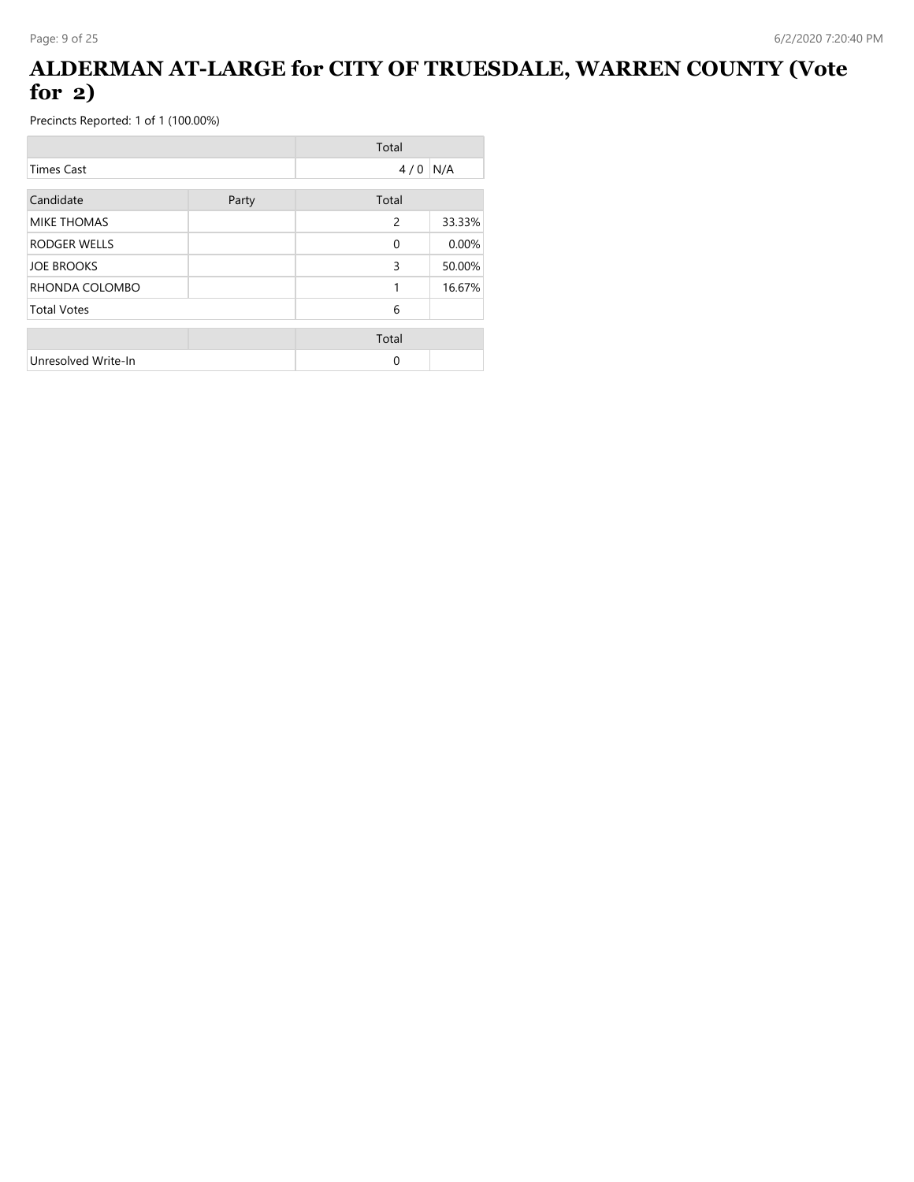# ALDERMAN AT-LARGE for CITY OF TRUESDALE, WARREN COUNTY (Vote for 2)

Precincts Reported: 1 of 1 (100.00%)

| | Total | |
|---|---|---|
| Times Cast | 4 / 0 | N/A |

| Candidate | Party | Total | |
|---|---|---|---|
| MIKE THOMAS | | 2 | 33.33% |
| RODGER WELLS | | 0 | 0.00% |
| JOE BROOKS | | 3 | 50.00% |
| RHONDA COLOMBO | | 1 | 16.67% |
| Total Votes | | 6 | |

| | | Total | |
|---|---|---|---|
| Unresolved Write-In | | 0 | |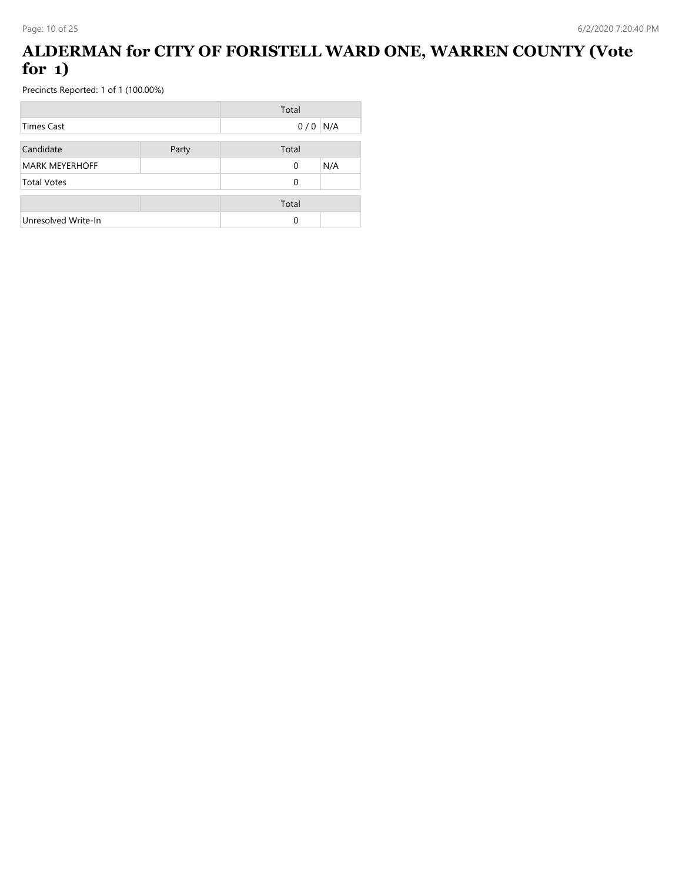# ALDERMAN for CITY OF FORISTELL WARD ONE, WARREN COUNTY (Vote for 1)

Precincts Reported: 1 of 1 (100.00%)

| | | Total | |
|---|---|---|---|
| Times Cast | | 0 / 0 | N/A |

| Candidate | Party | Total | |
|---|---|---|---|
| MARK MEYERHOFF | | 0 | N/A |
| Total Votes | | 0 | |

| | | Total | |
|---|---|---|---|
| Unresolved Write-In | | 0 | |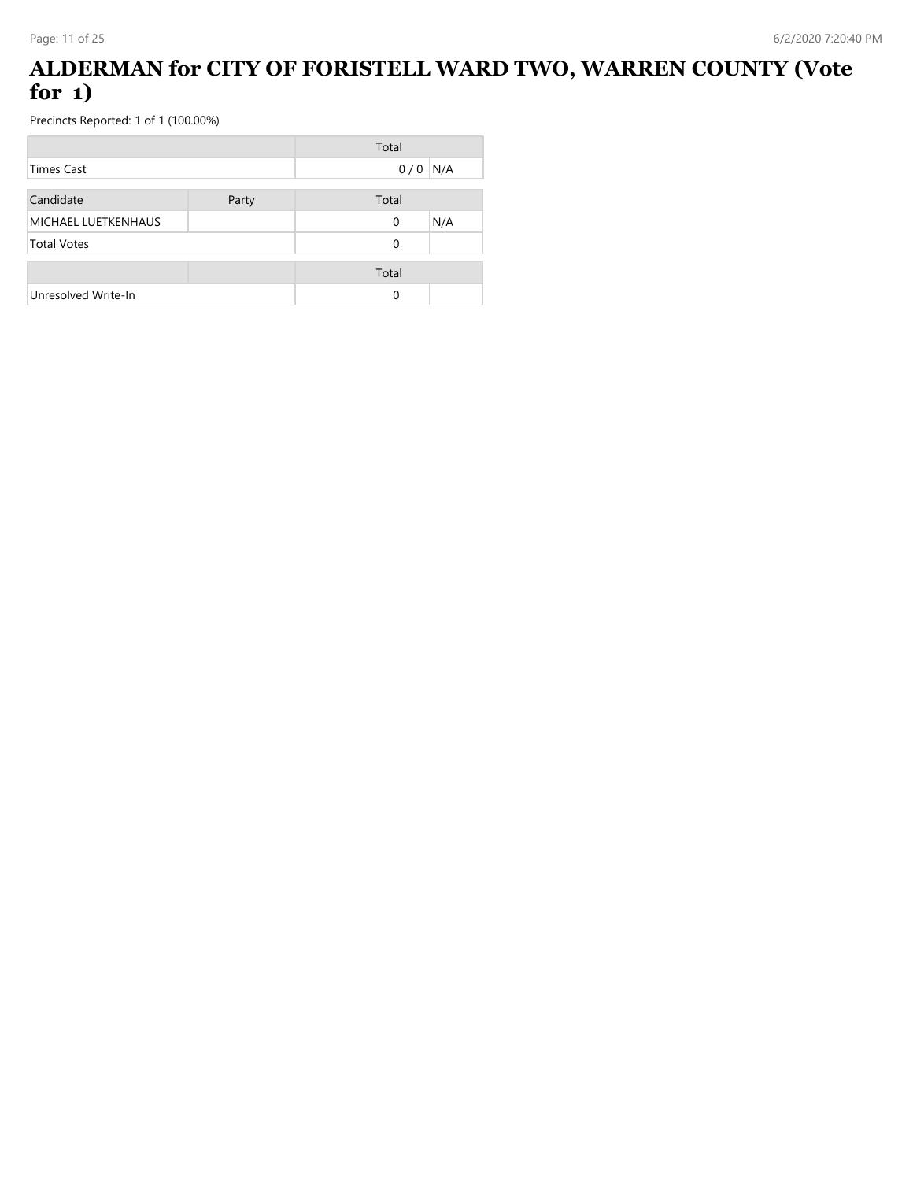# ALDERMAN for CITY OF FORISTELL WARD TWO, WARREN COUNTY (Vote for 1)

Precincts Reported: 1 of 1 (100.00%)

| | | Total | |
|---|---|---|---|
| Times Cast | | 0 / 0 | N/A |

| Candidate | Party | Total | |
|---|---|---|---|
| MICHAEL LUETKENHAUS | | 0 | N/A |
| Total Votes | | 0 | |

| | | Total | |
|---|---|---|---|
| Unresolved Write-In | | 0 | |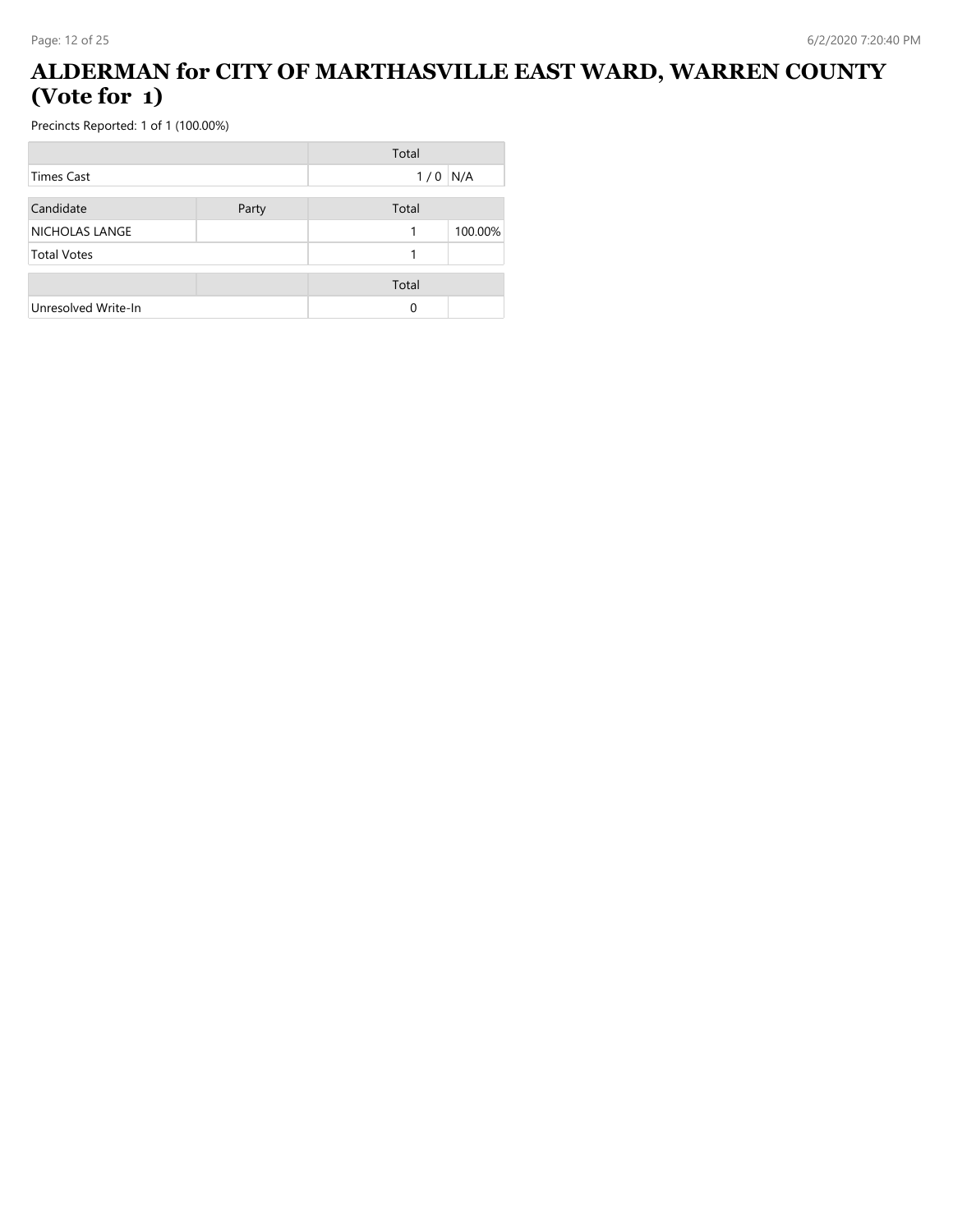# ALDERMAN for CITY OF MARTHASVILLE EAST WARD, WARREN COUNTY (Vote for 1)

Precincts Reported: 1 of 1 (100.00%)

| | | Total | |
|---|---|---|---|
| Times Cast | | 1 / 0 | N/A |

| Candidate | Party | Total | |
|---|---|---|---|
| NICHOLAS LANGE | | 1 | 100.00% |
| Total Votes | | 1 | |

| | | Total | |
|---|---|---|---|
| Unresolved Write-In | | 0 | |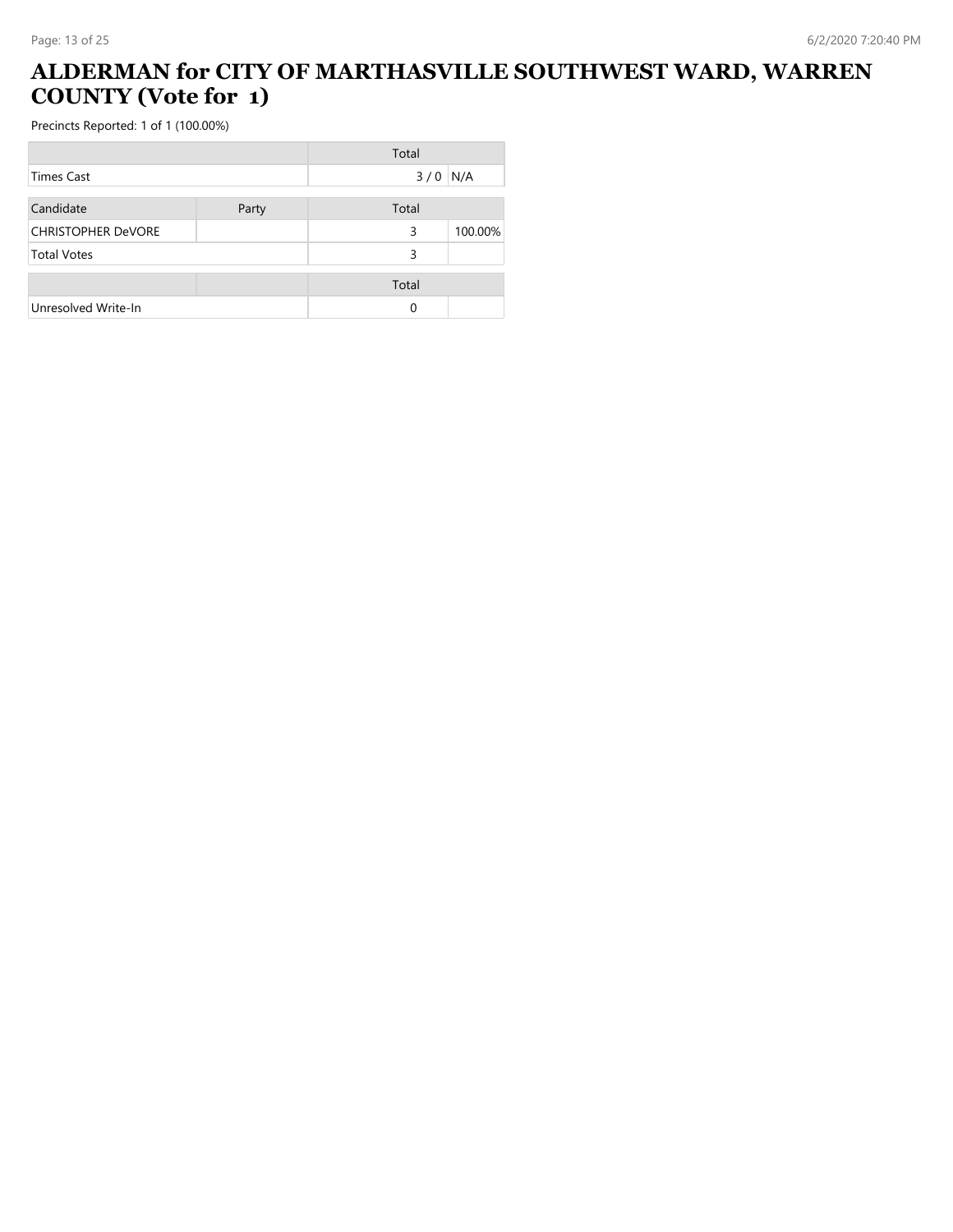# ALDERMAN for CITY OF MARTHASVILLE SOUTHWEST WARD, WARREN COUNTY (Vote for 1)

Precincts Reported: 1 of 1 (100.00%)

| | | Total | |
|---|---|---|---|
| Times Cast | | 3 / 0 | N/A |

| Candidate | Party | Total | |
|---|---|---|---|
| CHRISTOPHER DeVORE | | 3 | 100.00% |
| Total Votes | | 3 | |

| | | Total | |
|---|---|---|---|
| Unresolved Write-In | | 0 | |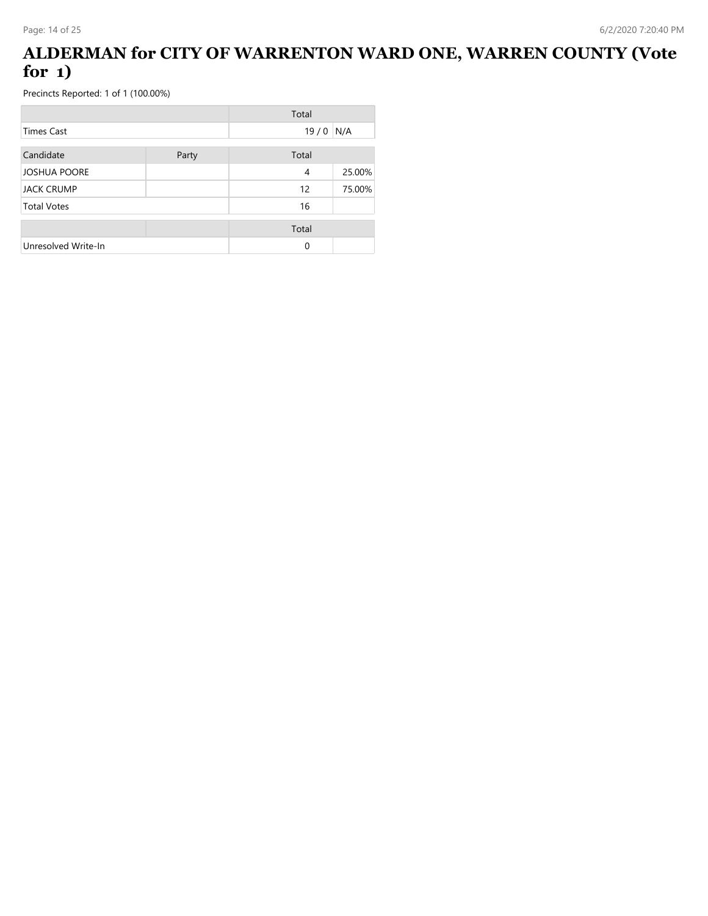# ALDERMAN for CITY OF WARRENTON WARD ONE, WARREN COUNTY (Vote for 1)

Precincts Reported: 1 of 1 (100.00%)

| | | Total | |
|---|---|---|---|
| Times Cast | | 19 / 0 | N/A |

| Candidate | Party | Total | |
|---|---|---|---|
| JOSHUA POORE | | 4 | 25.00% |
| JACK CRUMP | | 12 | 75.00% |
| Total Votes | | 16 | |

| | | Total | |
|---|---|---|---|
| Unresolved Write-In | | 0 | |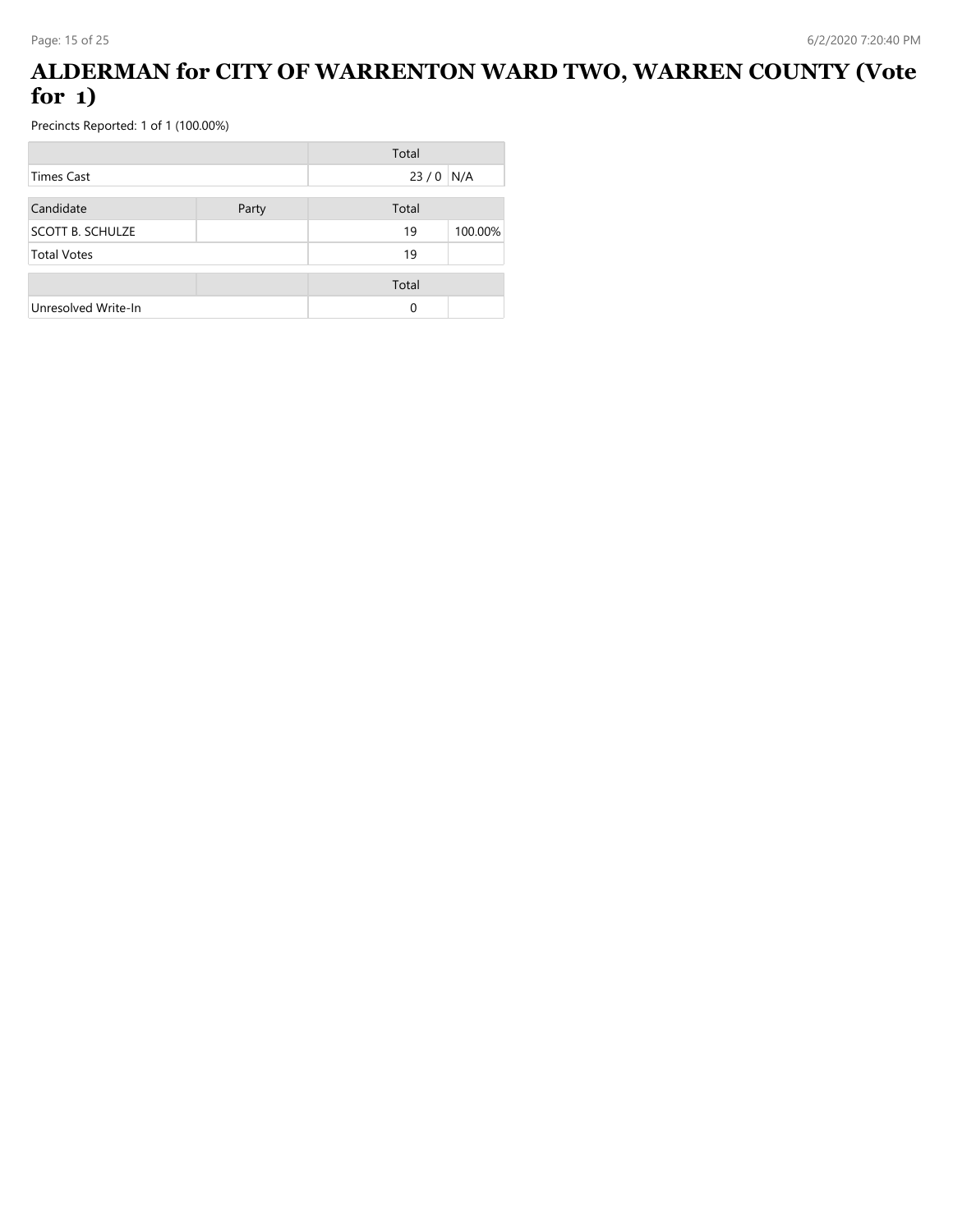# ALDERMAN for CITY OF WARRENTON WARD TWO, WARREN COUNTY (Vote for 1)

Precincts Reported: 1 of 1 (100.00%)

| | | Total | |
|---|---|---|---|
| Times Cast | | 23 / 0 | N/A |

| Candidate | Party | Total | |
|---|---|---|---|
| SCOTT B. SCHULZE | | 19 | 100.00% |
| Total Votes | | 19 | |

| | | Total | |
|---|---|---|---|
| Unresolved Write-In | | 0 | |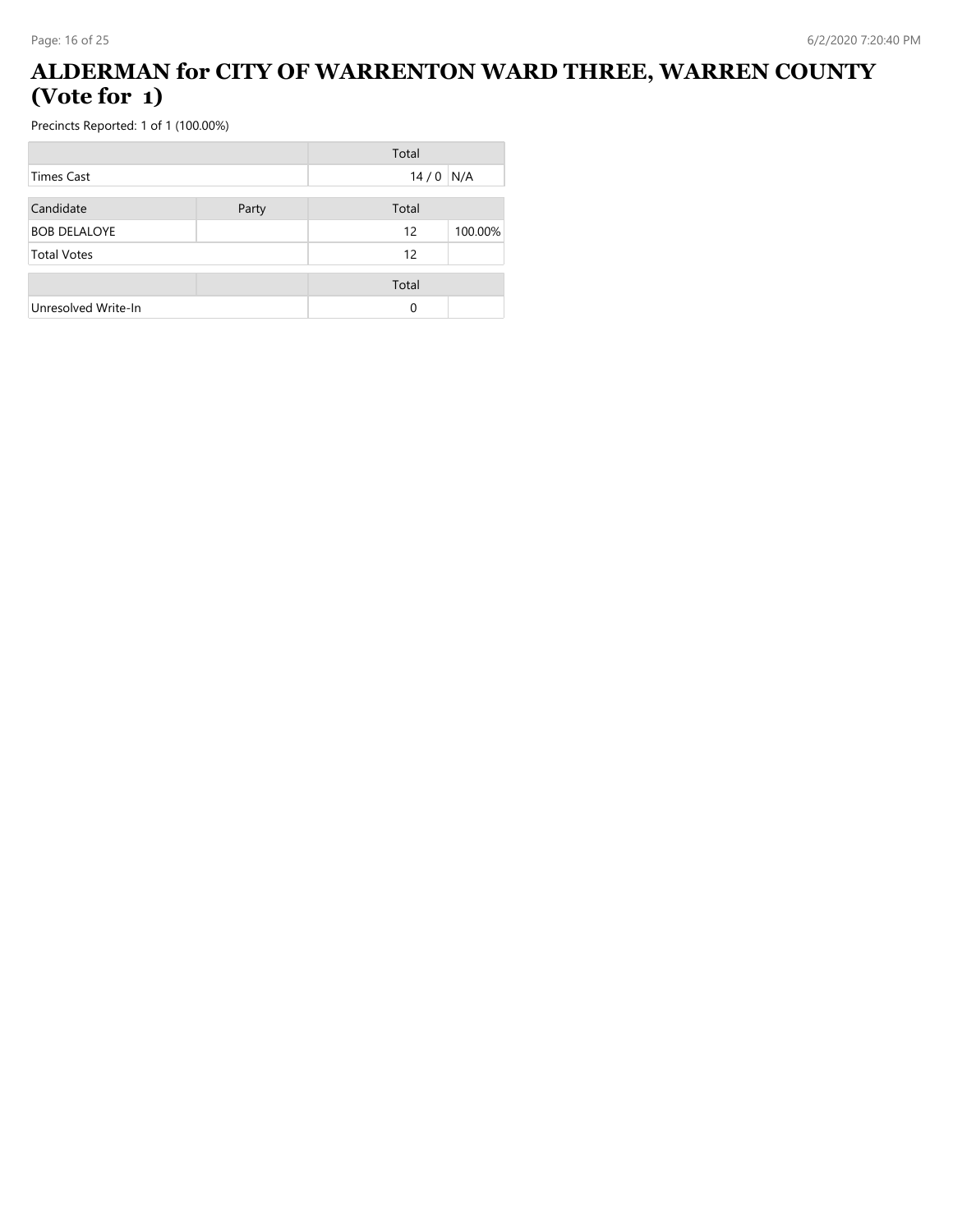# ALDERMAN for CITY OF WARRENTON WARD THREE, WARREN COUNTY (Vote for 1)

Precincts Reported: 1 of 1 (100.00%)

| | Total | |
|---|---|---|
| Times Cast | 14 / 0 | N/A |

| Candidate | Party | Total | |
|---|---|---|---|
| BOB DELALOYE | | 12 | 100.00% |
| Total Votes | | 12 | |

| | | Total | |
|---|---|---|---|
| Unresolved Write-In | | 0 | |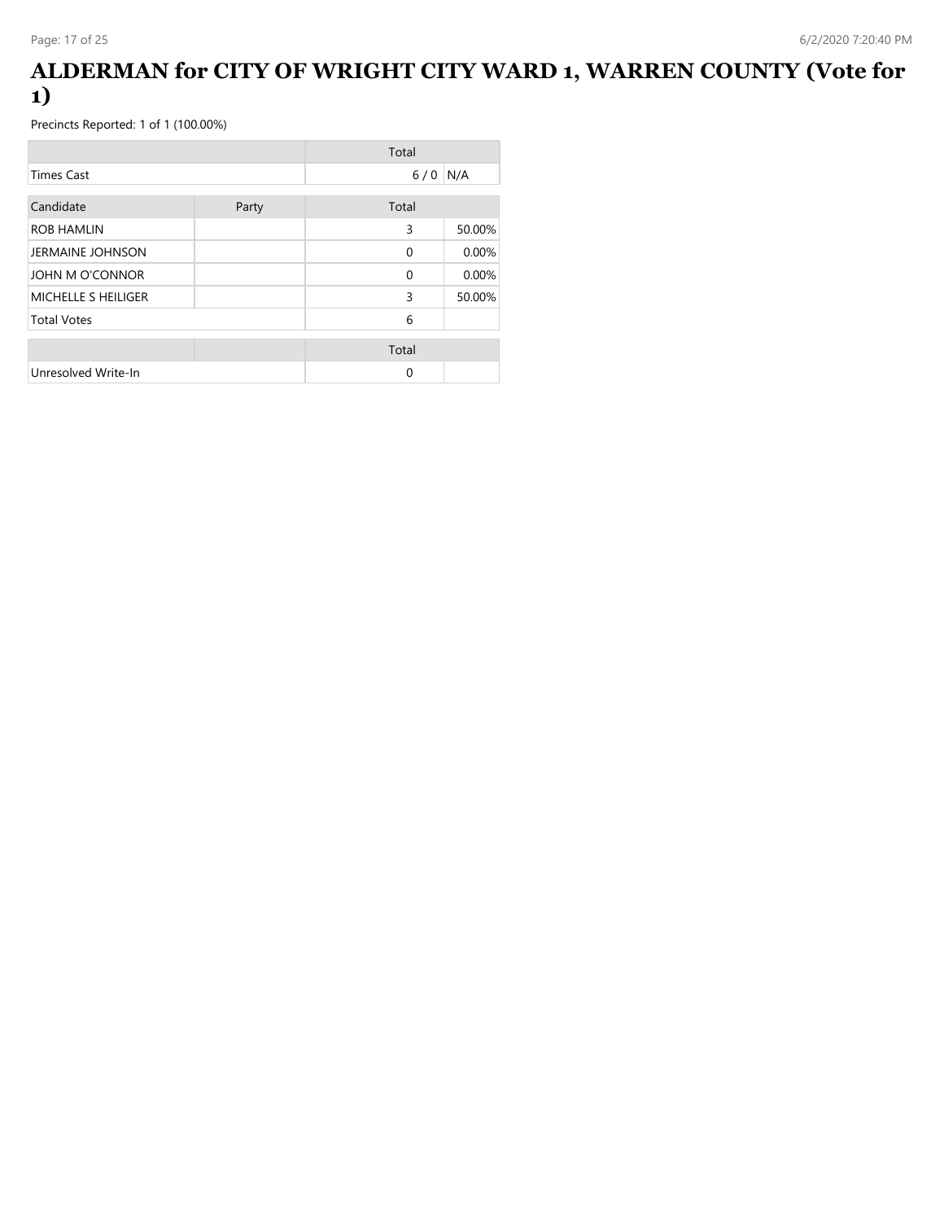# ALDERMAN for CITY OF WRIGHT CITY WARD 1, WARREN COUNTY (Vote for 1)

Precincts Reported: 1 of 1 (100.00%)

| | Total | |
|---|---|---|
| Times Cast | 6 / 0 | N/A |

| Candidate | Party | Total | |
|---|---|---|---|
| ROB HAMLIN | | 3 | 50.00% |
| JERMAINE JOHNSON | | 0 | 0.00% |
| JOHN M O'CONNOR | | 0 | 0.00% |
| MICHELLE S HEILIGER | | 3 | 50.00% |
| Total Votes | | 6 | |

| | | Total | |
|---|---|---|---|
| Unresolved Write-In | | 0 | |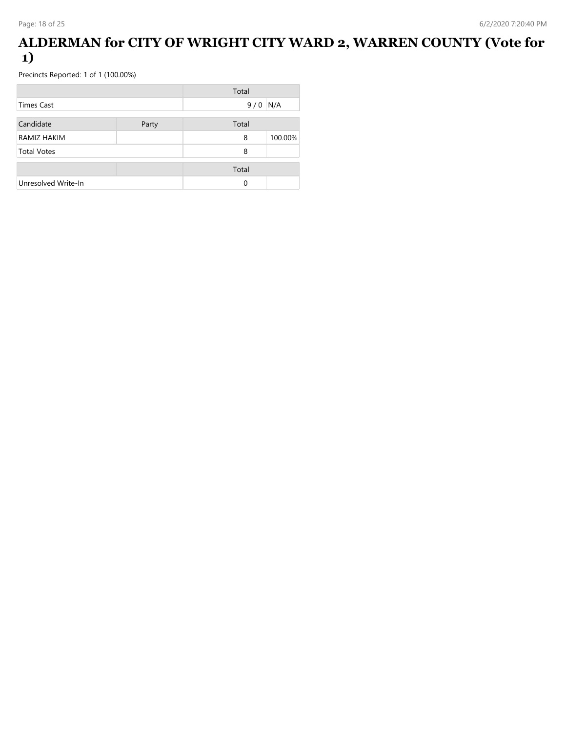# ALDERMAN for CITY OF WRIGHT CITY WARD 2, WARREN COUNTY (Vote for 1)

Precincts Reported: 1 of 1 (100.00%)

| | Total | |
|---|---|---|
| Times Cast | 9 / 0 | N/A |

| Candidate | Party | Total | |
|---|---|---|---|
| RAMIZ HAKIM | | 8 | 100.00% |
| Total Votes | | 8 | |

| | Total | |
|---|---|---|
| Unresolved Write-In | 0 | |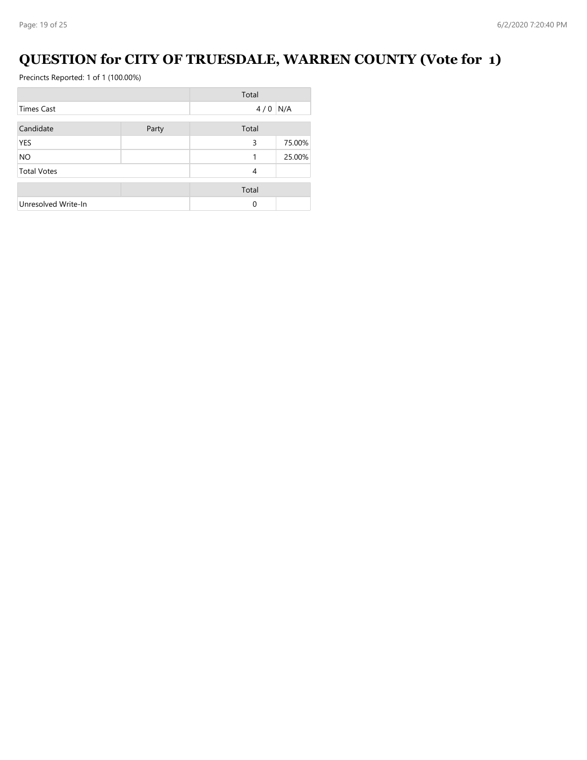# QUESTION for CITY OF TRUESDALE, WARREN COUNTY (Vote for 1)

Precincts Reported: 1 of 1 (100.00%)

| | | Total | |
|---|---|---|---|
| Times Cast | | 4 / 0 | N/A |

| Candidate | Party | Total | |
|---|---|---|---|
| YES | | 3 | 75.00% |
| NO | | 1 | 25.00% |
| Total Votes | | 4 | |

| | | Total | |
|---|---|---|---|
| Unresolved Write-In | | 0 | |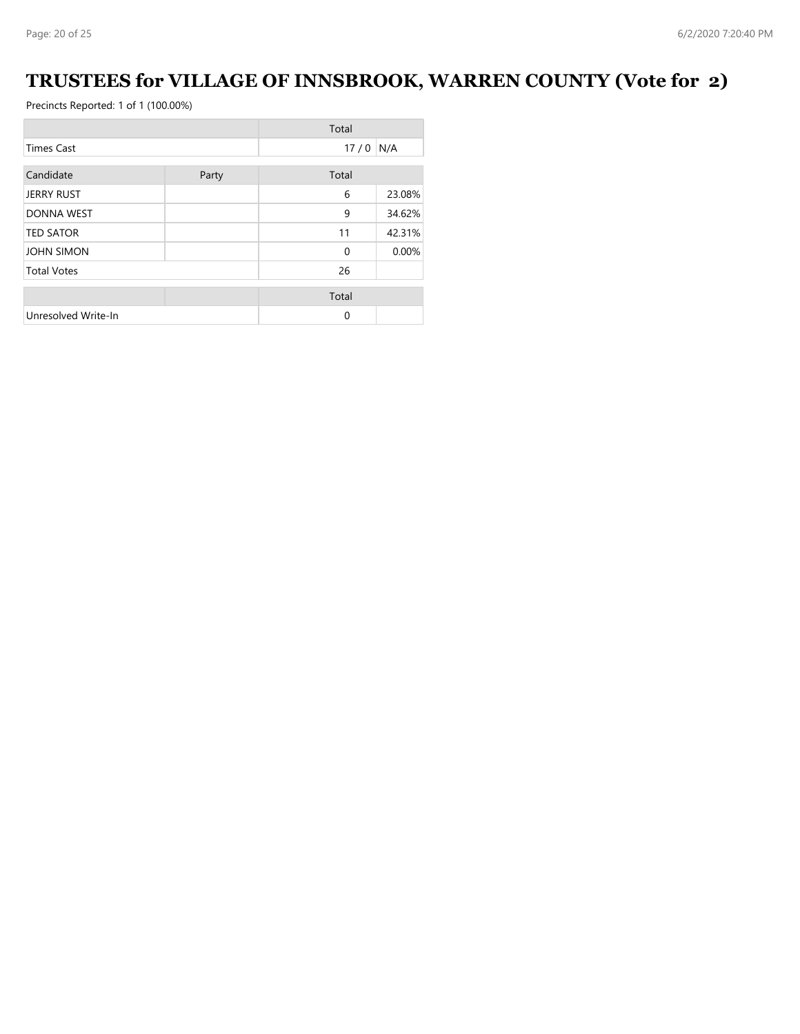# TRUSTEES for VILLAGE OF INNSBROOK, WARREN COUNTY (Vote for 2)

Precincts Reported: 1 of 1 (100.00%)

| | | Total | |
|---|---|---|---|
| Times Cast | | 17 / 0 | N/A |

| Candidate | Party | Total | |
|---|---|---|---|
| JERRY RUST | | 6 | 23.08% |
| DONNA WEST | | 9 | 34.62% |
| TED SATOR | | 11 | 42.31% |
| JOHN SIMON | | 0 | 0.00% |
| Total Votes | | 26 | |

| | | Total | |
|---|---|---|---|
| Unresolved Write-In | | 0 | |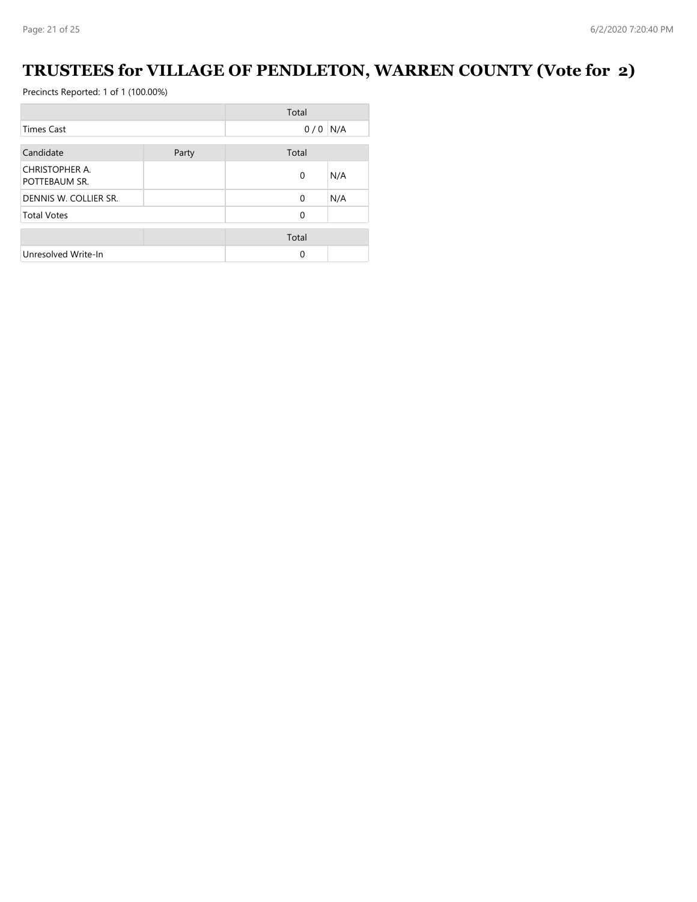# TRUSTEES for VILLAGE OF PENDLETON, WARREN COUNTY (Vote for 2)

Precincts Reported: 1 of 1 (100.00%)

| | Total | |
|---|---|---|
| Times Cast | 0 / 0 | N/A |

| Candidate | Party | Total | |
|---|---|---|---|
| CHRISTOPHER A. POTTEBAUM SR. | | 0 | N/A |
| DENNIS W. COLLIER SR. | | 0 | N/A |
| Total Votes | | 0 | |

| | | Total | |
|---|---|---|---|
| Unresolved Write-In | | 0 | |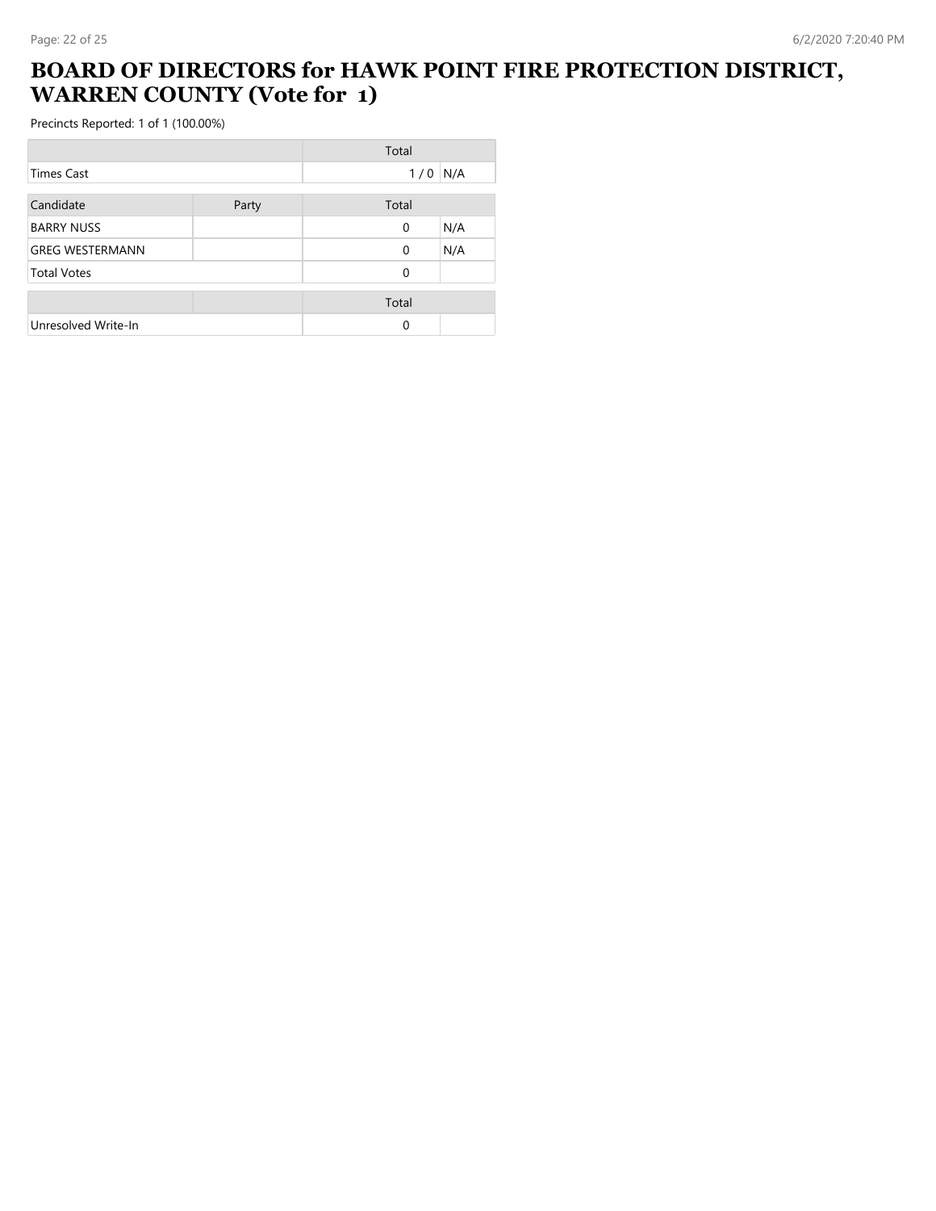# BOARD OF DIRECTORS for HAWK POINT FIRE PROTECTION DISTRICT, WARREN COUNTY (Vote for 1)

Precincts Reported: 1 of 1 (100.00%)

| | Total | |
|---|---|---|
| Times Cast | 1 / 0 | N/A |

| Candidate | Party | Total | |
|---|---|---|---|
| BARRY NUSS | | 0 | N/A |
| GREG WESTERMANN | | 0 | N/A |
| Total Votes | | 0 | |

| | | Total | |
|---|---|---|---|
| Unresolved Write-In | | 0 | |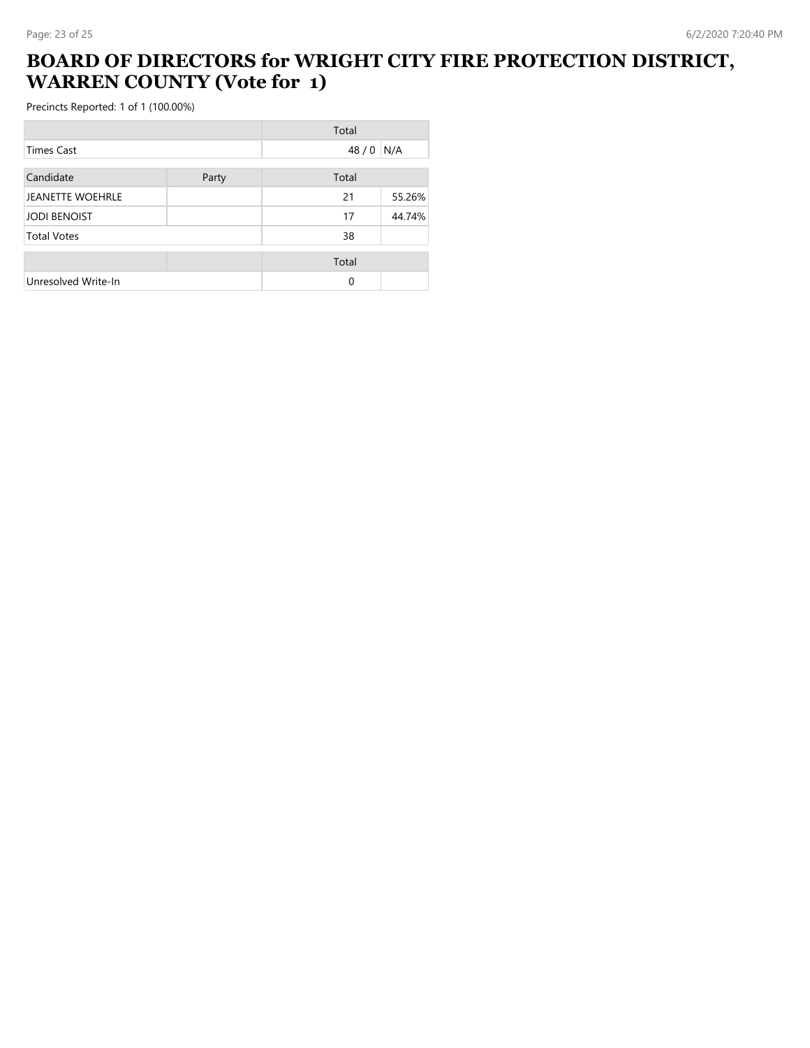# BOARD OF DIRECTORS for WRIGHT CITY FIRE PROTECTION DISTRICT, WARREN COUNTY (Vote for 1)

Precincts Reported: 1 of 1 (100.00%)

| | | Total | |
|---|---|---|---|
| Times Cast | | 48 / 0 | N/A |

| Candidate | Party | Total | |
|---|---|---|---|
| JEANETTE WOEHRLE | | 21 | 55.26% |
| JODI BENOIST | | 17 | 44.74% |
| Total Votes | | 38 | |

| | | Total | |
|---|---|---|---|
| Unresolved Write-In | | 0 | |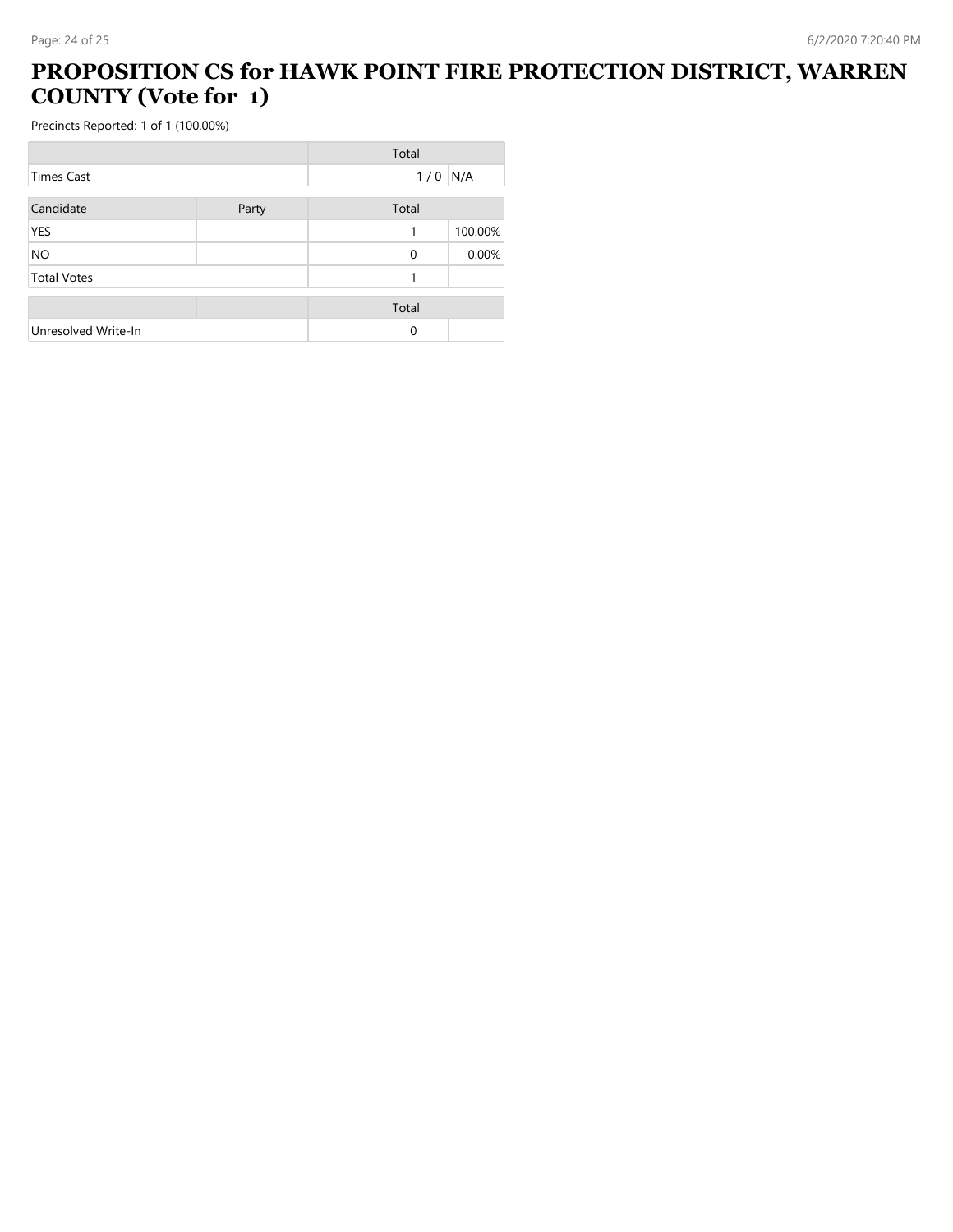# PROPOSITION CS for HAWK POINT FIRE PROTECTION DISTRICT, WARREN COUNTY (Vote for 1)

Precincts Reported: 1 of 1 (100.00%)

| | Total | |
|---|---|---|
| Times Cast | 1 / 0 | N/A |

| Candidate | Party | Total | |
|---|---|---|---|
| YES | | 1 | 100.00% |
| NO | | 0 | 0.00% |
| Total Votes | | 1 | |

| | | Total | |
|---|---|---|---|
| Unresolved Write-In | | 0 | |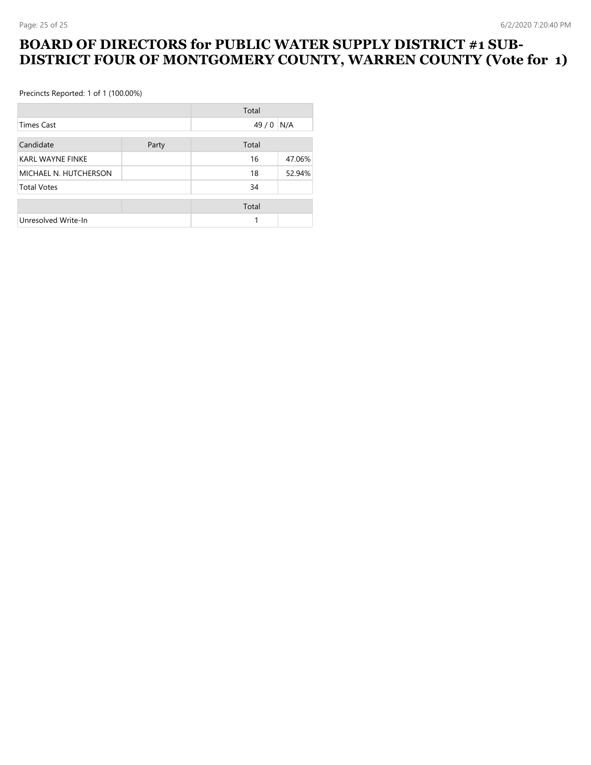# BOARD OF DIRECTORS for PUBLIC WATER SUPPLY DISTRICT #1 SUB-DISTRICT FOUR OF MONTGOMERY COUNTY, WARREN COUNTY (Vote for 1)

Precincts Reported: 1 of 1 (100.00%)

| | | Total | |
|---|---|---|---|
| Times Cast | | 49 / 0 | N/A |

| Candidate | Party | Total | |
|---|---|---|---|
| KARL WAYNE FINKE | | 16 | 47.06% |
| MICHAEL N. HUTCHERSON | | 18 | 52.94% |
| Total Votes | | 34 | |

| | | Total | |
|---|---|---|---|
| Unresolved Write-In | | 1 | |